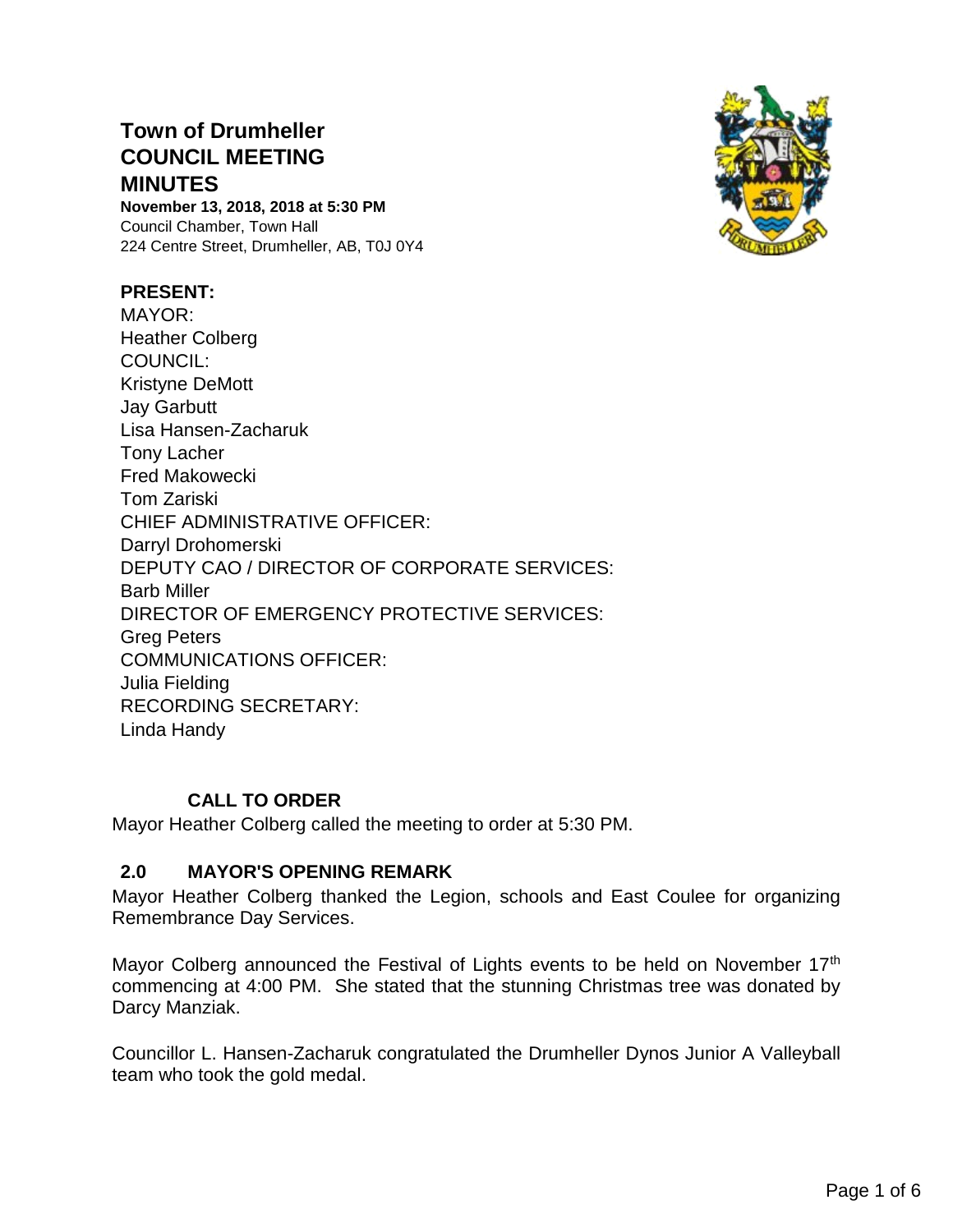# Town of Drumheller COUNCIL MEETING MINUTES

**November 13, 2018, 2018 at 5:30 PM**
Council Chamber, Town Hall
224 Centre Street, Drumheller, AB, T0J 0Y4

**PRESENT:**
MAYOR:
Heather Colberg
COUNCIL:
Kristyne DeMott
Jay Garbutt
Lisa Hansen-Zacharuk
Tony Lacher
Fred Makowecki
Tom Zariski
CHIEF ADMINISTRATIVE OFFICER:
Darryl Drohomerski
DEPUTY CAO / DIRECTOR OF CORPORATE SERVICES:
Barb Miller
DIRECTOR OF EMERGENCY PROTECTIVE SERVICES:
Greg Peters
COMMUNICATIONS OFFICER:
Julia Fielding
RECORDING SECRETARY:
Linda Handy

## CALL TO ORDER

Mayor Heather Colberg called the meeting to order at 5:30 PM.

## 2.0 MAYOR'S OPENING REMARK

Mayor Heather Colberg thanked the Legion, schools and East Coulee for organizing Remembrance Day Services.

Mayor Colberg announced the Festival of Lights events to be held on November 17th commencing at 4:00 PM. She stated that the stunning Christmas tree was donated by Darcy Manziak.

Councillor L. Hansen-Zacharuk congratulated the Drumheller Dynos Junior A Valleyball team who took the gold medal.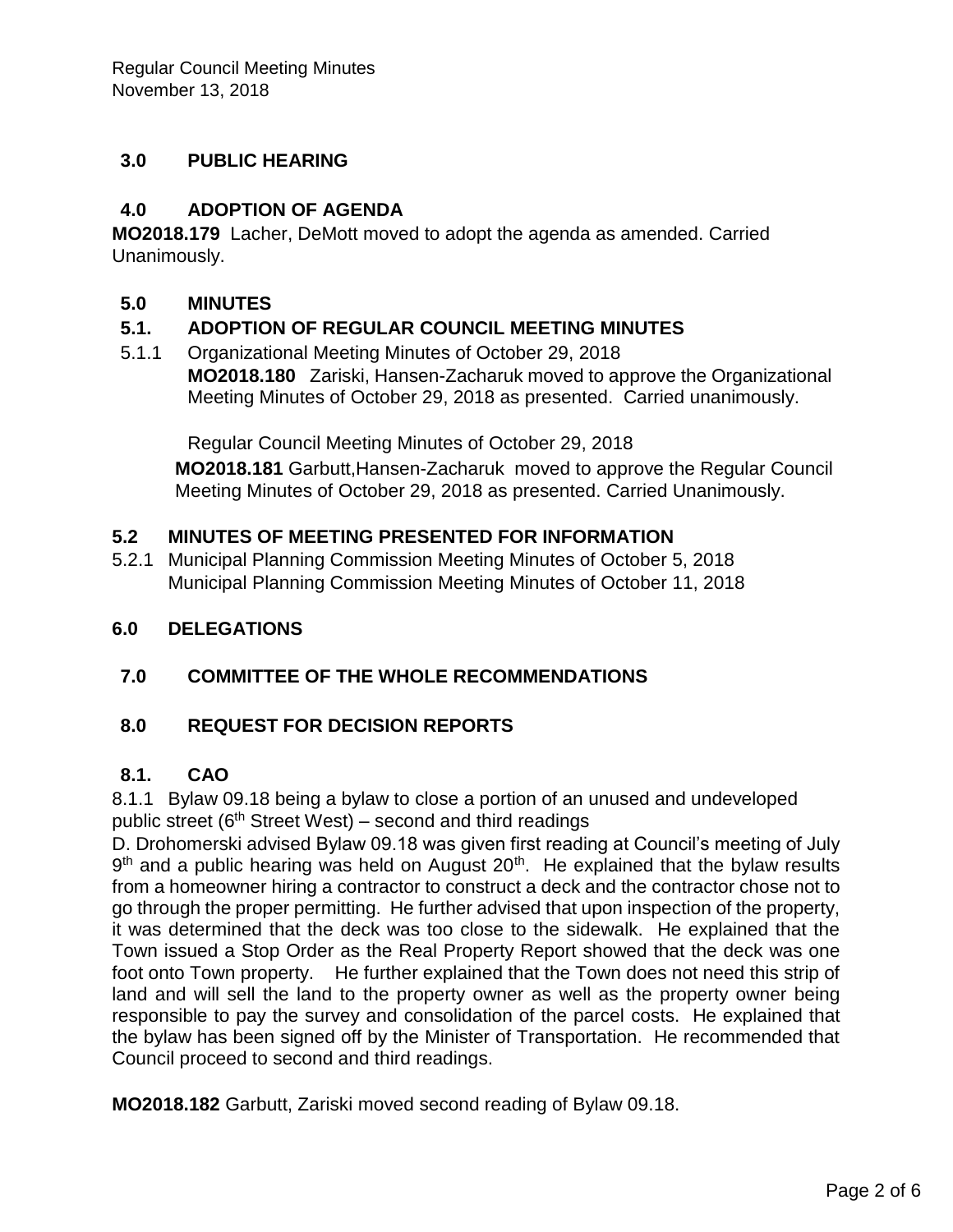## 3.0 PUBLIC HEARING

## 4.0 ADOPTION OF AGENDA

**MO2018.179** Lacher, DeMott moved to adopt the agenda as amended. Carried Unanimously.

## 5.0 MINUTES

### 5.1. ADOPTION OF REGULAR COUNCIL MEETING MINUTES

5.1.1 Organizational Meeting Minutes of October 29, 2018

**MO2018.180** Zariski, Hansen-Zacharuk moved to approve the Organizational Meeting Minutes of October 29, 2018 as presented. Carried unanimously.

Regular Council Meeting Minutes of October 29, 2018

**MO2018.181** Garbutt,Hansen-Zacharuk moved to approve the Regular Council Meeting Minutes of October 29, 2018 as presented. Carried Unanimously.

### 5.2 MINUTES OF MEETING PRESENTED FOR INFORMATION

5.2.1 Municipal Planning Commission Meeting Minutes of October 5, 2018
Municipal Planning Commission Meeting Minutes of October 11, 2018

## 6.0 DELEGATIONS

## 7.0 COMMITTEE OF THE WHOLE RECOMMENDATIONS

## 8.0 REQUEST FOR DECISION REPORTS

### 8.1. CAO

8.1.1 Bylaw 09.18 being a bylaw to close a portion of an unused and undeveloped public street (6th Street West) – second and third readings

D. Drohomerski advised Bylaw 09.18 was given first reading at Council's meeting of July 9th and a public hearing was held on August 20th. He explained that the bylaw results from a homeowner hiring a contractor to construct a deck and the contractor chose not to go through the proper permitting. He further advised that upon inspection of the property, it was determined that the deck was too close to the sidewalk. He explained that the Town issued a Stop Order as the Real Property Report showed that the deck was one foot onto Town property. He further explained that the Town does not need this strip of land and will sell the land to the property owner as well as the property owner being responsible to pay the survey and consolidation of the parcel costs. He explained that the bylaw has been signed off by the Minister of Transportation. He recommended that Council proceed to second and third readings.

**MO2018.182** Garbutt, Zariski moved second reading of Bylaw 09.18.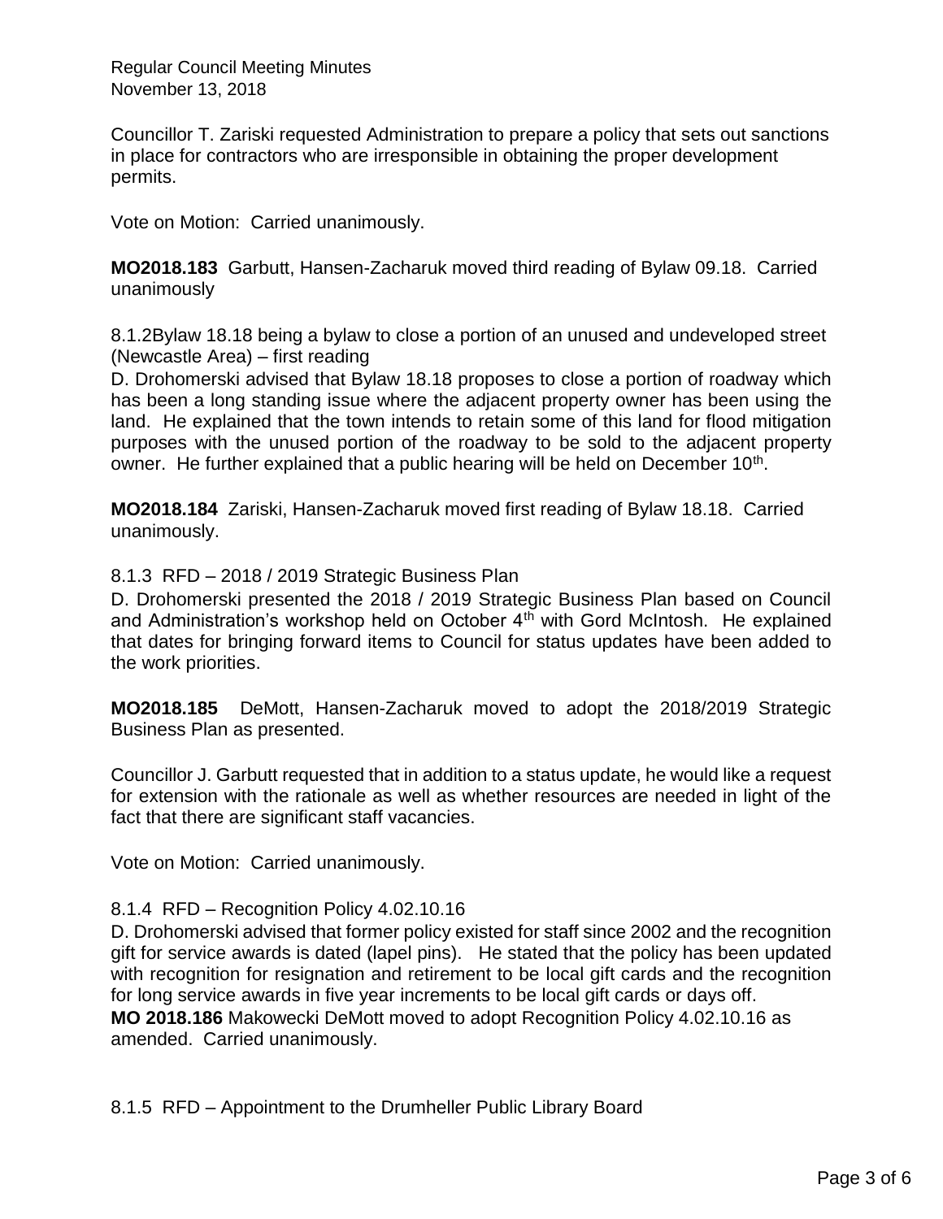Councillor T. Zariski requested Administration to prepare a policy that sets out sanctions in place for contractors who are irresponsible in obtaining the proper development permits.

Vote on Motion: Carried unanimously.

**MO2018.183** Garbutt, Hansen-Zacharuk moved third reading of Bylaw 09.18. Carried unanimously

8.1.2Bylaw 18.18 being a bylaw to close a portion of an unused and undeveloped street (Newcastle Area) – first reading

D. Drohomerski advised that Bylaw 18.18 proposes to close a portion of roadway which has been a long standing issue where the adjacent property owner has been using the land. He explained that the town intends to retain some of this land for flood mitigation purposes with the unused portion of the roadway to be sold to the adjacent property owner. He further explained that a public hearing will be held on December 10th.

**MO2018.184** Zariski, Hansen-Zacharuk moved first reading of Bylaw 18.18. Carried unanimously.

8.1.3 RFD – 2018 / 2019 Strategic Business Plan

D. Drohomerski presented the 2018 / 2019 Strategic Business Plan based on Council and Administration's workshop held on October 4th with Gord McIntosh. He explained that dates for bringing forward items to Council for status updates have been added to the work priorities.

**MO2018.185** DeMott, Hansen-Zacharuk moved to adopt the 2018/2019 Strategic Business Plan as presented.

Councillor J. Garbutt requested that in addition to a status update, he would like a request for extension with the rationale as well as whether resources are needed in light of the fact that there are significant staff vacancies.

Vote on Motion: Carried unanimously.

8.1.4 RFD – Recognition Policy 4.02.10.16

D. Drohomerski advised that former policy existed for staff since 2002 and the recognition gift for service awards is dated (lapel pins). He stated that the policy has been updated with recognition for resignation and retirement to be local gift cards and the recognition for long service awards in five year increments to be local gift cards or days off.

**MO 2018.186** Makowecki DeMott moved to adopt Recognition Policy 4.02.10.16 as amended. Carried unanimously.

8.1.5 RFD – Appointment to the Drumheller Public Library Board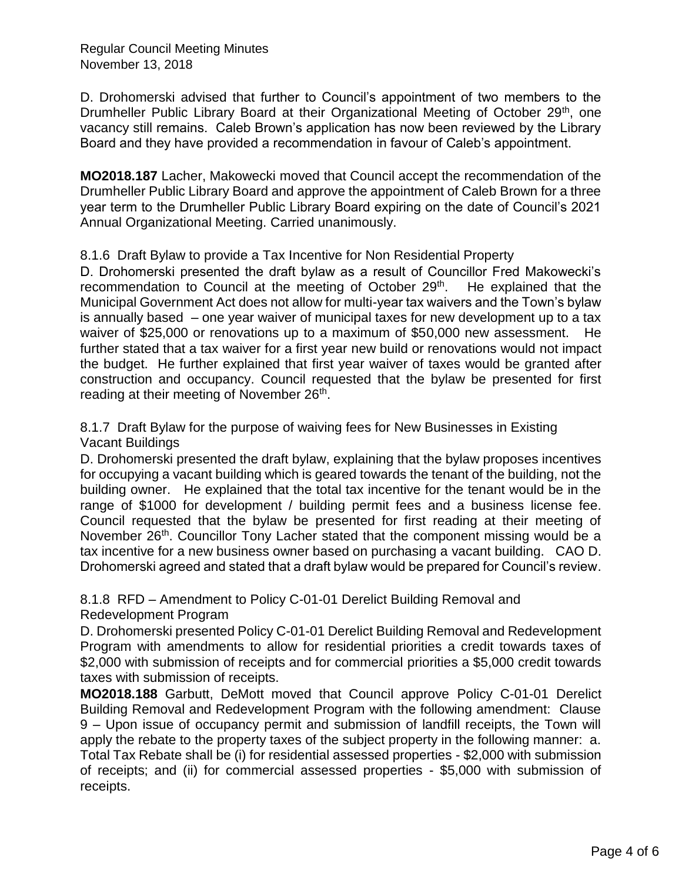D. Drohomerski advised that further to Council's appointment of two members to the Drumheller Public Library Board at their Organizational Meeting of October 29th, one vacancy still remains. Caleb Brown's application has now been reviewed by the Library Board and they have provided a recommendation in favour of Caleb's appointment.

**MO2018.187** Lacher, Makowecki moved that Council accept the recommendation of the Drumheller Public Library Board and approve the appointment of Caleb Brown for a three year term to the Drumheller Public Library Board expiring on the date of Council's 2021 Annual Organizational Meeting. Carried unanimously.

8.1.6 Draft Bylaw to provide a Tax Incentive for Non Residential Property

D. Drohomerski presented the draft bylaw as a result of Councillor Fred Makowecki's recommendation to Council at the meeting of October 29th. He explained that the Municipal Government Act does not allow for multi-year tax waivers and the Town's bylaw is annually based – one year waiver of municipal taxes for new development up to a tax waiver of $25,000 or renovations up to a maximum of $50,000 new assessment. He further stated that a tax waiver for a first year new build or renovations would not impact the budget. He further explained that first year waiver of taxes would be granted after construction and occupancy. Council requested that the bylaw be presented for first reading at their meeting of November 26th.

8.1.7 Draft Bylaw for the purpose of waiving fees for New Businesses in Existing Vacant Buildings

D. Drohomerski presented the draft bylaw, explaining that the bylaw proposes incentives for occupying a vacant building which is geared towards the tenant of the building, not the building owner. He explained that the total tax incentive for the tenant would be in the range of $1000 for development / building permit fees and a business license fee. Council requested that the bylaw be presented for first reading at their meeting of November 26th. Councillor Tony Lacher stated that the component missing would be a tax incentive for a new business owner based on purchasing a vacant building. CAO D. Drohomerski agreed and stated that a draft bylaw would be prepared for Council's review.

8.1.8 RFD – Amendment to Policy C-01-01 Derelict Building Removal and Redevelopment Program

D. Drohomerski presented Policy C-01-01 Derelict Building Removal and Redevelopment Program with amendments to allow for residential priorities a credit towards taxes of $2,000 with submission of receipts and for commercial priorities a $5,000 credit towards taxes with submission of receipts.

**MO2018.188** Garbutt, DeMott moved that Council approve Policy C-01-01 Derelict Building Removal and Redevelopment Program with the following amendment: Clause 9 – Upon issue of occupancy permit and submission of landfill receipts, the Town will apply the rebate to the property taxes of the subject property in the following manner: a. Total Tax Rebate shall be (i) for residential assessed properties - $2,000 with submission of receipts; and (ii) for commercial assessed properties - $5,000 with submission of receipts.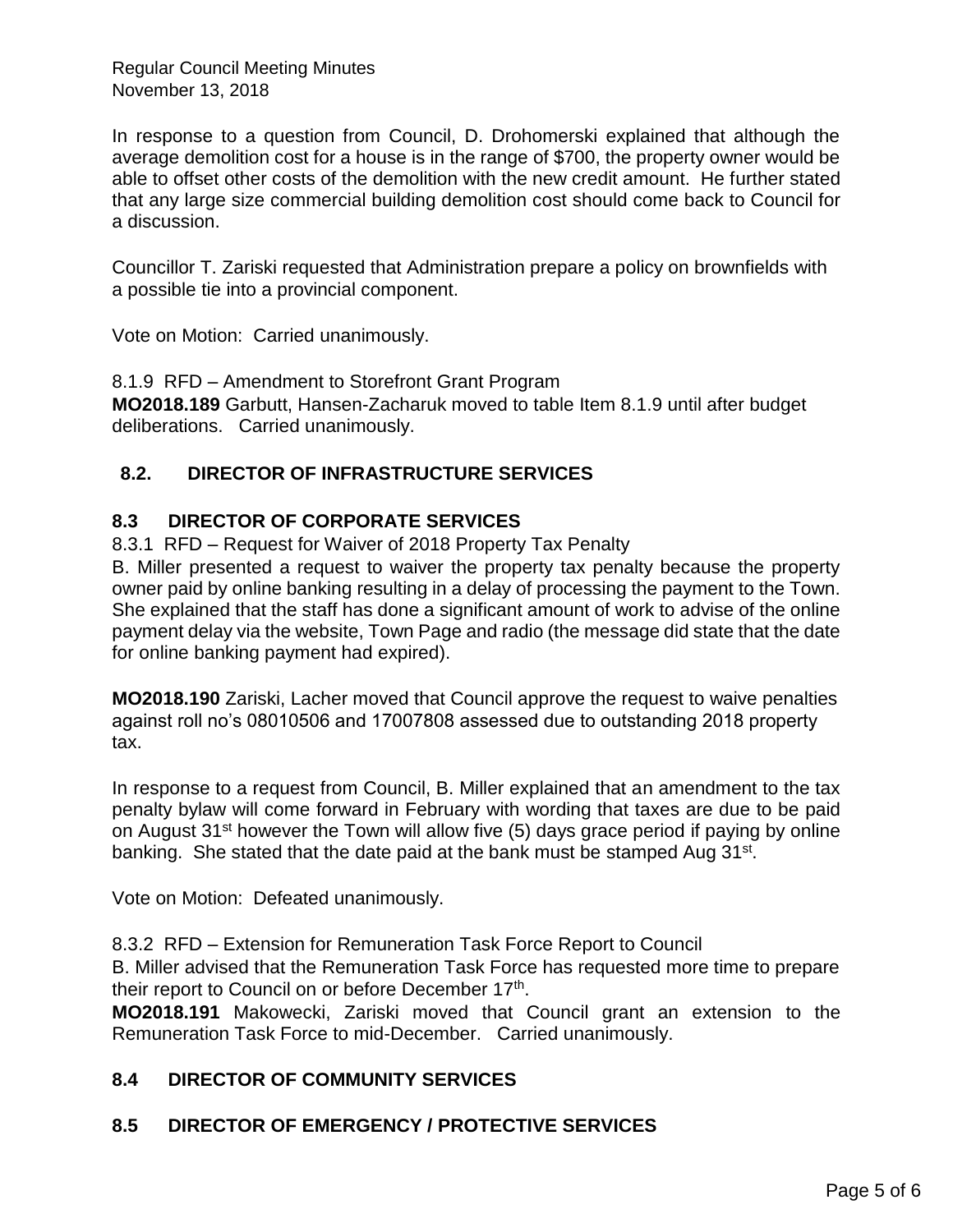In response to a question from Council, D. Drohomerski explained that although the average demolition cost for a house is in the range of $700, the property owner would be able to offset other costs of the demolition with the new credit amount. He further stated that any large size commercial building demolition cost should come back to Council for a discussion.

Councillor T. Zariski requested that Administration prepare a policy on brownfields with a possible tie into a provincial component.

Vote on Motion: Carried unanimously.

8.1.9 RFD – Amendment to Storefront Grant Program
**MO2018.189** Garbutt, Hansen-Zacharuk moved to table Item 8.1.9 until after budget deliberations. Carried unanimously.

## 8.2. DIRECTOR OF INFRASTRUCTURE SERVICES

## 8.3 DIRECTOR OF CORPORATE SERVICES

8.3.1 RFD – Request for Waiver of 2018 Property Tax Penalty
B. Miller presented a request to waiver the property tax penalty because the property owner paid by online banking resulting in a delay of processing the payment to the Town. She explained that the staff has done a significant amount of work to advise of the online payment delay via the website, Town Page and radio (the message did state that the date for online banking payment had expired).

**MO2018.190** Zariski, Lacher moved that Council approve the request to waive penalties against roll no's 08010506 and 17007808 assessed due to outstanding 2018 property tax.

In response to a request from Council, B. Miller explained that an amendment to the tax penalty bylaw will come forward in February with wording that taxes are due to be paid on August 31st however the Town will allow five (5) days grace period if paying by online banking. She stated that the date paid at the bank must be stamped Aug 31st.

Vote on Motion: Defeated unanimously.

8.3.2 RFD – Extension for Remuneration Task Force Report to Council
B. Miller advised that the Remuneration Task Force has requested more time to prepare their report to Council on or before December 17th.
**MO2018.191** Makowecki, Zariski moved that Council grant an extension to the Remuneration Task Force to mid-December. Carried unanimously.

## 8.4 DIRECTOR OF COMMUNITY SERVICES

## 8.5 DIRECTOR OF EMERGENCY / PROTECTIVE SERVICES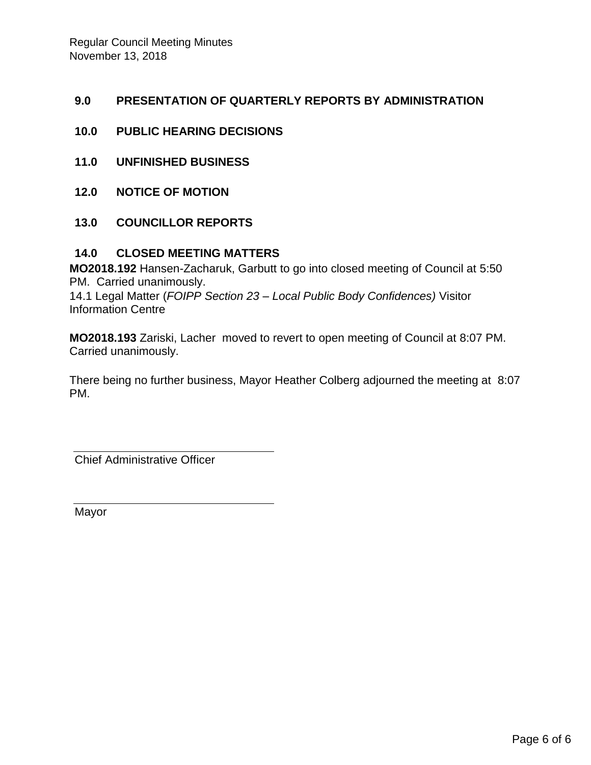## 9.0 PRESENTATION OF QUARTERLY REPORTS BY ADMINISTRATION

## 10.0 PUBLIC HEARING DECISIONS

## 11.0 UNFINISHED BUSINESS

## 12.0 NOTICE OF MOTION

## 13.0 COUNCILLOR REPORTS

## 14.0 CLOSED MEETING MATTERS

**MO2018.192** Hansen-Zacharuk, Garbutt to go into closed meeting of Council at 5:50 PM. Carried unanimously.

14.1 Legal Matter (*FOIPP Section 23 – Local Public Body Confidences)* Visitor Information Centre

**MO2018.193** Zariski, Lacher moved to revert to open meeting of Council at 8:07 PM. Carried unanimously.

There being no further business, Mayor Heather Colberg adjourned the meeting at 8:07 PM.

\_\_\_\_\_\_\_\_\_\_\_\_\_\_\_\_\_\_\_\_\_\_\_\_\_\_\_\_\_\_\_\_\_\_\_\_

Chief Administrative Officer

\_\_\_\_\_\_\_\_\_\_\_\_\_\_\_\_\_\_\_\_\_\_\_\_\_\_\_\_\_\_\_\_\_\_\_\_

Mayor